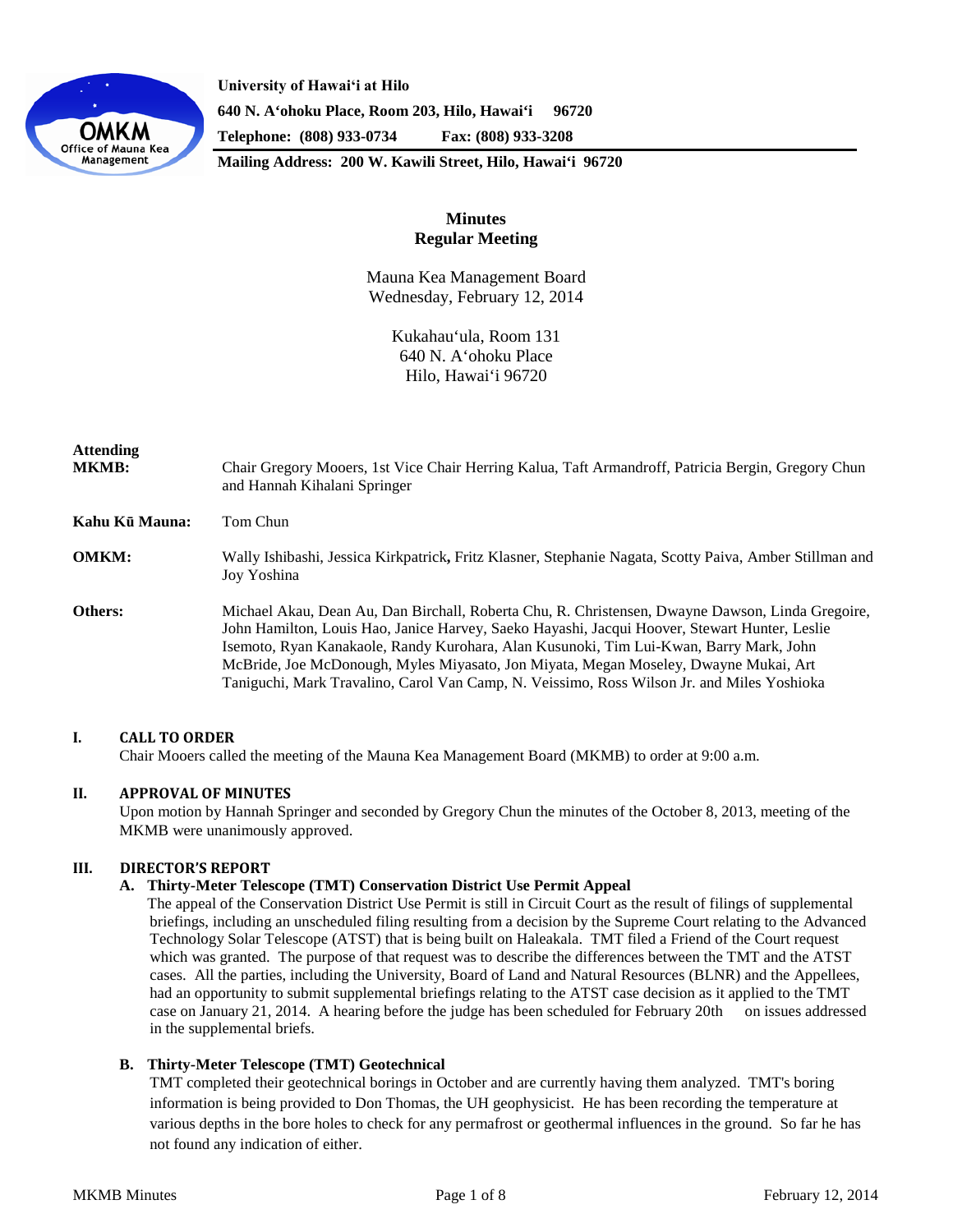University of Hawaiʻi at Hilo
640 N. Aʻohoku Place, Room 203, Hilo, Hawaiʻi 96720
Telephone: (808) 933-0734 Fax: (808) 933-3208
Mailing Address: 200 W. Kawili Street, Hilo, Hawaiʻi 96720

# Minutes
## Regular Meeting

Mauna Kea Management Board
Wednesday, February 12, 2014

Kukahauʻula, Room 131
640 N. Aʻohoku Place
Hilo, Hawaiʻi 96720

**Attending MKMB:** Chair Gregory Mooers, 1st Vice Chair Herring Kalua, Taft Armandroff, Patricia Bergin, Gregory Chun and Hannah Kihalani Springer

**Kahu Kū Mauna:** Tom Chun

**OMKM:** Wally Ishibashi, Jessica Kirkpatrick, Fritz Klasner, Stephanie Nagata, Scotty Paiva, Amber Stillman and Joy Yoshina

**Others:** Michael Akau, Dean Au, Dan Birchall, Roberta Chu, R. Christensen, Dwayne Dawson, Linda Gregoire, John Hamilton, Louis Hao, Janice Harvey, Saeko Hayashi, Jacqui Hoover, Stewart Hunter, Leslie Isemoto, Ryan Kanakaole, Randy Kurohara, Alan Kusunoki, Tim Lui-Kwan, Barry Mark, John McBride, Joe McDonough, Myles Miyasato, Jon Miyata, Megan Moseley, Dwayne Mukai, Art Taniguchi, Mark Travalino, Carol Van Camp, N. Veissimo, Ross Wilson Jr. and Miles Yoshioka

## I. CALL TO ORDER

Chair Mooers called the meeting of the Mauna Kea Management Board (MKMB) to order at 9:00 a.m.

## II. APPROVAL OF MINUTES

Upon motion by Hannah Springer and seconded by Gregory Chun the minutes of the October 8, 2013, meeting of the MKMB were unanimously approved.

## III. DIRECTOR'S REPORT

### A. Thirty-Meter Telescope (TMT) Conservation District Use Permit Appeal

The appeal of the Conservation District Use Permit is still in Circuit Court as the result of filings of supplemental briefings, including an unscheduled filing resulting from a decision by the Supreme Court relating to the Advanced Technology Solar Telescope (ATST) that is being built on Haleakala. TMT filed a Friend of the Court request which was granted. The purpose of that request was to describe the differences between the TMT and the ATST cases. All the parties, including the University, Board of Land and Natural Resources (BLNR) and the Appellees, had an opportunity to submit supplemental briefings relating to the ATST case decision as it applied to the TMT case on January 21, 2014. A hearing before the judge has been scheduled for February 20th on issues addressed in the supplemental briefs.

### B. Thirty-Meter Telescope (TMT) Geotechnical

TMT completed their geotechnical borings in October and are currently having them analyzed. TMT's boring information is being provided to Don Thomas, the UH geophysicist. He has been recording the temperature at various depths in the bore holes to check for any permafrost or geothermal influences in the ground. So far he has not found any indication of either.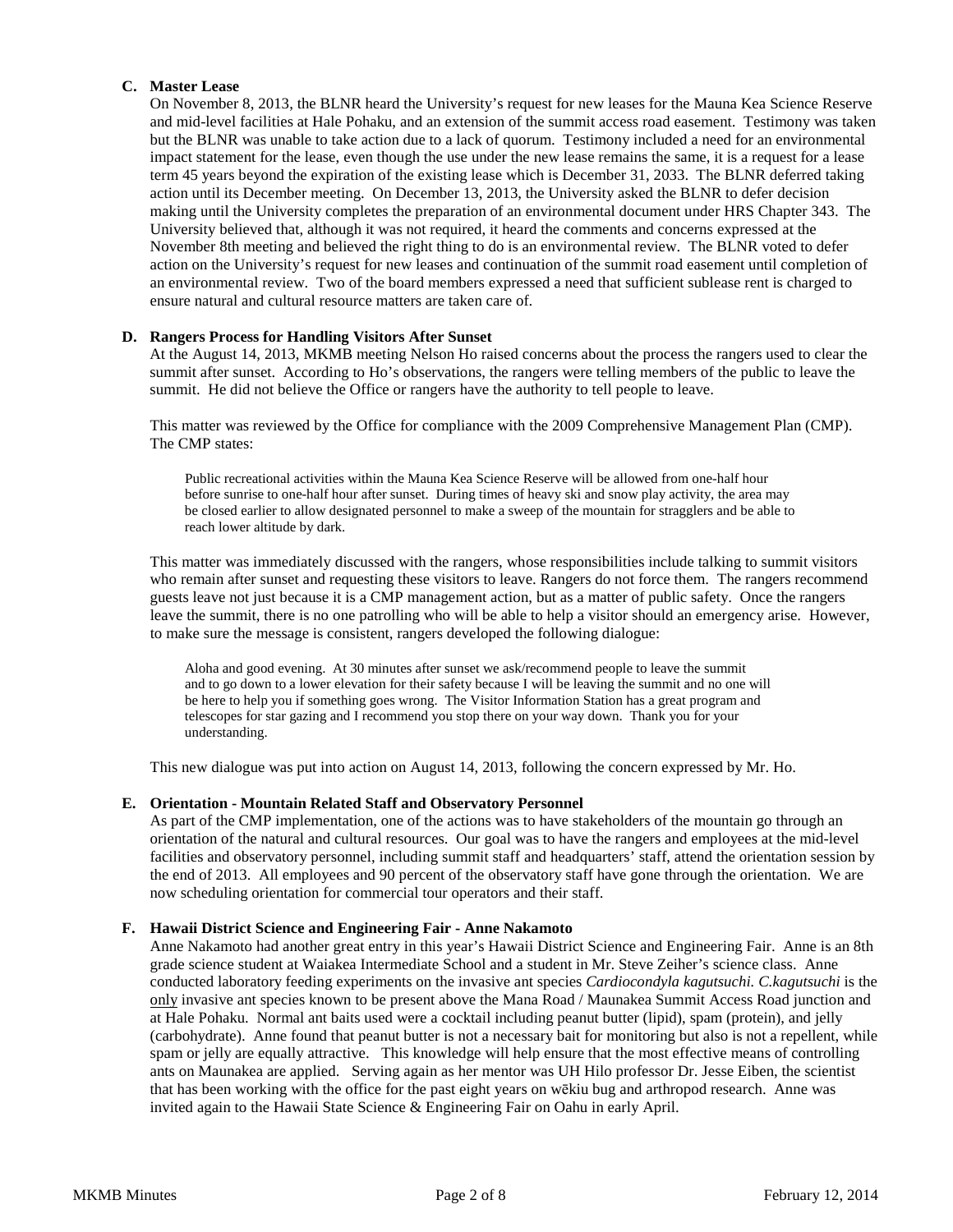### C. Master Lease

On November 8, 2013, the BLNR heard the University's request for new leases for the Mauna Kea Science Reserve and mid-level facilities at Hale Pohaku, and an extension of the summit access road easement. Testimony was taken but the BLNR was unable to take action due to a lack of quorum. Testimony included a need for an environmental impact statement for the lease, even though the use under the new lease remains the same, it is a request for a lease term 45 years beyond the expiration of the existing lease which is December 31, 2033. The BLNR deferred taking action until its December meeting. On December 13, 2013, the University asked the BLNR to defer decision making until the University completes the preparation of an environmental document under HRS Chapter 343. The University believed that, although it was not required, it heard the comments and concerns expressed at the November 8th meeting and believed the right thing to do is an environmental review. The BLNR voted to defer action on the University's request for new leases and continuation of the summit road easement until completion of an environmental review. Two of the board members expressed a need that sufficient sublease rent is charged to ensure natural and cultural resource matters are taken care of.

### D. Rangers Process for Handling Visitors After Sunset

At the August 14, 2013, MKMB meeting Nelson Ho raised concerns about the process the rangers used to clear the summit after sunset. According to Ho's observations, the rangers were telling members of the public to leave the summit. He did not believe the Office or rangers have the authority to tell people to leave.

This matter was reviewed by the Office for compliance with the 2009 Comprehensive Management Plan (CMP). The CMP states:

> Public recreational activities within the Mauna Kea Science Reserve will be allowed from one-half hour before sunrise to one-half hour after sunset. During times of heavy ski and snow play activity, the area may be closed earlier to allow designated personnel to make a sweep of the mountain for stragglers and be able to reach lower altitude by dark.

This matter was immediately discussed with the rangers, whose responsibilities include talking to summit visitors who remain after sunset and requesting these visitors to leave. Rangers do not force them. The rangers recommend guests leave not just because it is a CMP management action, but as a matter of public safety. Once the rangers leave the summit, there is no one patrolling who will be able to help a visitor should an emergency arise. However, to make sure the message is consistent, rangers developed the following dialogue:

> Aloha and good evening. At 30 minutes after sunset we ask/recommend people to leave the summit and to go down to a lower elevation for their safety because I will be leaving the summit and no one will be here to help you if something goes wrong. The Visitor Information Station has a great program and telescopes for star gazing and I recommend you stop there on your way down. Thank you for your understanding.

This new dialogue was put into action on August 14, 2013, following the concern expressed by Mr. Ho.

### E. Orientation - Mountain Related Staff and Observatory Personnel

As part of the CMP implementation, one of the actions was to have stakeholders of the mountain go through an orientation of the natural and cultural resources. Our goal was to have the rangers and employees at the mid-level facilities and observatory personnel, including summit staff and headquarters' staff, attend the orientation session by the end of 2013. All employees and 90 percent of the observatory staff have gone through the orientation. We are now scheduling orientation for commercial tour operators and their staff.

### F. Hawaii District Science and Engineering Fair - Anne Nakamoto

Anne Nakamoto had another great entry in this year's Hawaii District Science and Engineering Fair. Anne is an 8th grade science student at Waiakea Intermediate School and a student in Mr. Steve Zeiher's science class. Anne conducted laboratory feeding experiments on the invasive ant species *Cardiocondyla kagutsuchi. C.kagutsuchi* is the <u>only</u> invasive ant species known to be present above the Mana Road / Maunakea Summit Access Road junction and at Hale Pohaku. Normal ant baits used were a cocktail including peanut butter (lipid), spam (protein), and jelly (carbohydrate). Anne found that peanut butter is not a necessary bait for monitoring but also is not a repellent, while spam or jelly are equally attractive. This knowledge will help ensure that the most effective means of controlling ants on Maunakea are applied. Serving again as her mentor was UH Hilo professor Dr. Jesse Eiben, the scientist that has been working with the office for the past eight years on wēkiu bug and arthropod research. Anne was invited again to the Hawaii State Science & Engineering Fair on Oahu in early April.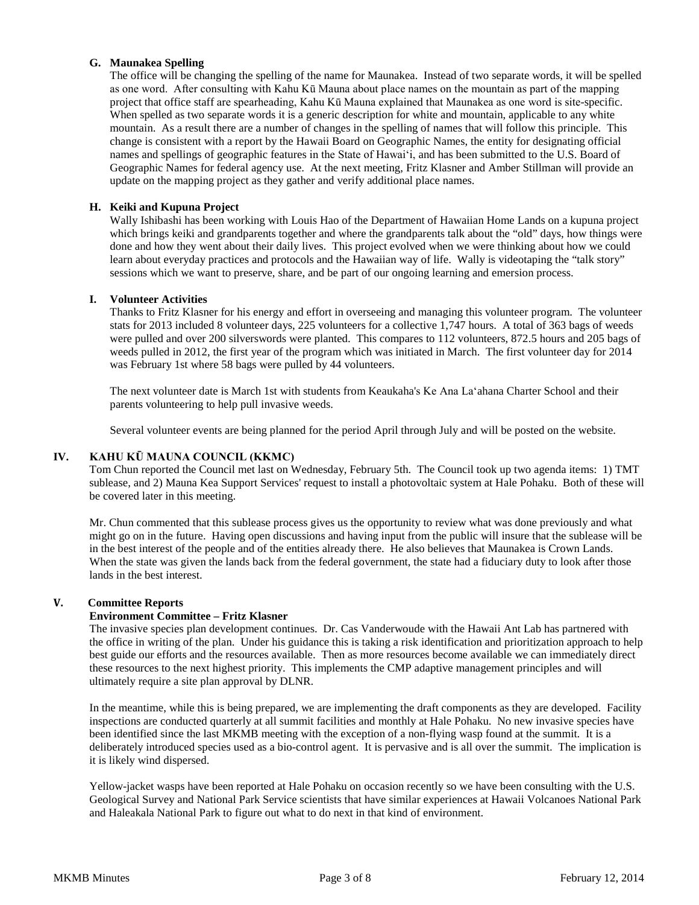### G. Maunakea Spelling

The office will be changing the spelling of the name for Maunakea. Instead of two separate words, it will be spelled as one word. After consulting with Kahu Kū Mauna about place names on the mountain as part of the mapping project that office staff are spearheading, Kahu Kū Mauna explained that Maunakea as one word is site-specific. When spelled as two separate words it is a generic description for white and mountain, applicable to any white mountain. As a result there are a number of changes in the spelling of names that will follow this principle. This change is consistent with a report by the Hawaii Board on Geographic Names, the entity for designating official names and spellings of geographic features in the State of Hawai'i, and has been submitted to the U.S. Board of Geographic Names for federal agency use. At the next meeting, Fritz Klasner and Amber Stillman will provide an update on the mapping project as they gather and verify additional place names.

### H. Keiki and Kupuna Project

Wally Ishibashi has been working with Louis Hao of the Department of Hawaiian Home Lands on a kupuna project which brings keiki and grandparents together and where the grandparents talk about the "old" days, how things were done and how they went about their daily lives. This project evolved when we were thinking about how we could learn about everyday practices and protocols and the Hawaiian way of life. Wally is videotaping the "talk story" sessions which we want to preserve, share, and be part of our ongoing learning and emersion process.

### I. Volunteer Activities

Thanks to Fritz Klasner for his energy and effort in overseeing and managing this volunteer program. The volunteer stats for 2013 included 8 volunteer days, 225 volunteers for a collective 1,747 hours. A total of 363 bags of weeds were pulled and over 200 silverswords were planted. This compares to 112 volunteers, 872.5 hours and 205 bags of weeds pulled in 2012, the first year of the program which was initiated in March. The first volunteer day for 2014 was February 1st where 58 bags were pulled by 44 volunteers.

The next volunteer date is March 1st with students from Keaukaha's Ke Ana La'ahana Charter School and their parents volunteering to help pull invasive weeds.

Several volunteer events are being planned for the period April through July and will be posted on the website.

## IV. KAHU KŪ MAUNA COUNCIL (KKMC)

Tom Chun reported the Council met last on Wednesday, February 5th. The Council took up two agenda items: 1) TMT sublease, and 2) Mauna Kea Support Services' request to install a photovoltaic system at Hale Pohaku. Both of these will be covered later in this meeting.

Mr. Chun commented that this sublease process gives us the opportunity to review what was done previously and what might go on in the future. Having open discussions and having input from the public will insure that the sublease will be in the best interest of the people and of the entities already there. He also believes that Maunakea is Crown Lands. When the state was given the lands back from the federal government, the state had a fiduciary duty to look after those lands in the best interest.

## V. Committee Reports

**Environment Committee – Fritz Klasner**

The invasive species plan development continues. Dr. Cas Vanderwoude with the Hawaii Ant Lab has partnered with the office in writing of the plan. Under his guidance this is taking a risk identification and prioritization approach to help best guide our efforts and the resources available. Then as more resources become available we can immediately direct these resources to the next highest priority. This implements the CMP adaptive management principles and will ultimately require a site plan approval by DLNR.

In the meantime, while this is being prepared, we are implementing the draft components as they are developed. Facility inspections are conducted quarterly at all summit facilities and monthly at Hale Pohaku. No new invasive species have been identified since the last MKMB meeting with the exception of a non-flying wasp found at the summit. It is a deliberately introduced species used as a bio-control agent. It is pervasive and is all over the summit. The implication is it is likely wind dispersed.

Yellow-jacket wasps have been reported at Hale Pohaku on occasion recently so we have been consulting with the U.S. Geological Survey and National Park Service scientists that have similar experiences at Hawaii Volcanoes National Park and Haleakala National Park to figure out what to do next in that kind of environment.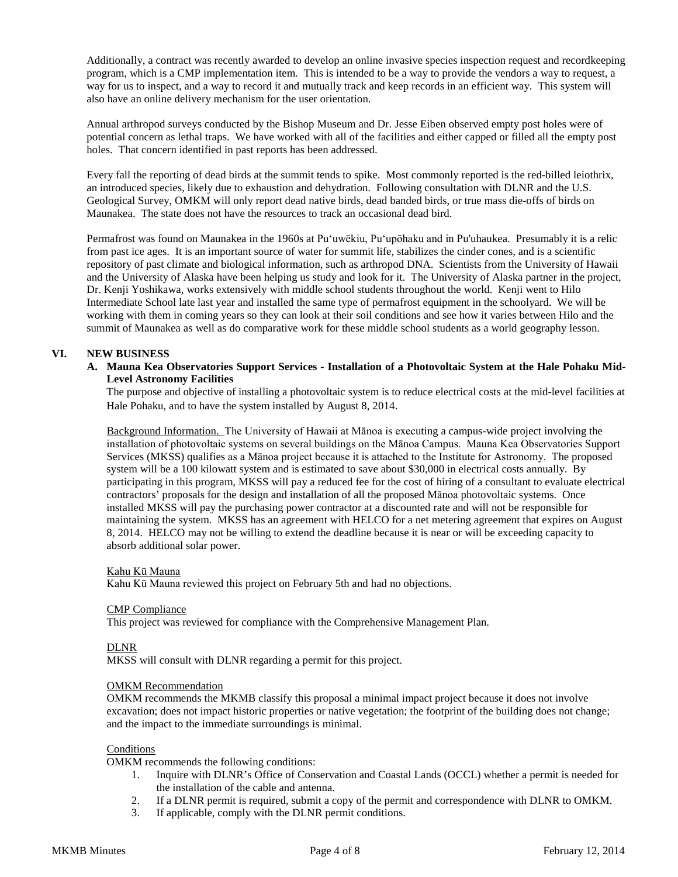Additionally, a contract was recently awarded to develop an online invasive species inspection request and recordkeeping program, which is a CMP implementation item. This is intended to be a way to provide the vendors a way to request, a way for us to inspect, and a way to record it and mutually track and keep records in an efficient way. This system will also have an online delivery mechanism for the user orientation.

Annual arthropod surveys conducted by the Bishop Museum and Dr. Jesse Eiben observed empty post holes were of potential concern as lethal traps. We have worked with all of the facilities and either capped or filled all the empty post holes. That concern identified in past reports has been addressed.

Every fall the reporting of dead birds at the summit tends to spike. Most commonly reported is the red-billed leiothrix, an introduced species, likely due to exhaustion and dehydration. Following consultation with DLNR and the U.S. Geological Survey, OMKM will only report dead native birds, dead banded birds, or true mass die-offs of birds on Maunakea. The state does not have the resources to track an occasional dead bird.

Permafrost was found on Maunakea in the 1960s at Puʻuwēkiu, Puʻupōhaku and in Pu'uhaukea. Presumably it is a relic from past ice ages. It is an important source of water for summit life, stabilizes the cinder cones, and is a scientific repository of past climate and biological information, such as arthropod DNA. Scientists from the University of Hawaii and the University of Alaska have been helping us study and look for it. The University of Alaska partner in the project, Dr. Kenji Yoshikawa, works extensively with middle school students throughout the world. Kenji went to Hilo Intermediate School late last year and installed the same type of permafrost equipment in the schoolyard. We will be working with them in coming years so they can look at their soil conditions and see how it varies between Hilo and the summit of Maunakea as well as do comparative work for these middle school students as a world geography lesson.

## VI. NEW BUSINESS

### A. Mauna Kea Observatories Support Services - Installation of a Photovoltaic System at the Hale Pohaku Mid-Level Astronomy Facilities

The purpose and objective of installing a photovoltaic system is to reduce electrical costs at the mid-level facilities at Hale Pohaku, and to have the system installed by August 8, 2014.

Background Information. The University of Hawaii at Mānoa is executing a campus-wide project involving the installation of photovoltaic systems on several buildings on the Mānoa Campus. Mauna Kea Observatories Support Services (MKSS) qualifies as a Mānoa project because it is attached to the Institute for Astronomy. The proposed system will be a 100 kilowatt system and is estimated to save about $30,000 in electrical costs annually. By participating in this program, MKSS will pay a reduced fee for the cost of hiring of a consultant to evaluate electrical contractors' proposals for the design and installation of all the proposed Mānoa photovoltaic systems. Once installed MKSS will pay the purchasing power contractor at a discounted rate and will not be responsible for maintaining the system. MKSS has an agreement with HELCO for a net metering agreement that expires on August 8, 2014. HELCO may not be willing to extend the deadline because it is near or will be exceeding capacity to absorb additional solar power.

Kahu Kū Mauna

Kahu Kū Mauna reviewed this project on February 5th and had no objections.

CMP Compliance

This project was reviewed for compliance with the Comprehensive Management Plan.

DLNR

MKSS will consult with DLNR regarding a permit for this project.

OMKM Recommendation

OMKM recommends the MKMB classify this proposal a minimal impact project because it does not involve excavation; does not impact historic properties or native vegetation; the footprint of the building does not change; and the impact to the immediate surroundings is minimal.

Conditions

OMKM recommends the following conditions:

1. Inquire with DLNR's Office of Conservation and Coastal Lands (OCCL) whether a permit is needed for the installation of the cable and antenna.
2. If a DLNR permit is required, submit a copy of the permit and correspondence with DLNR to OMKM.
3. If applicable, comply with the DLNR permit conditions.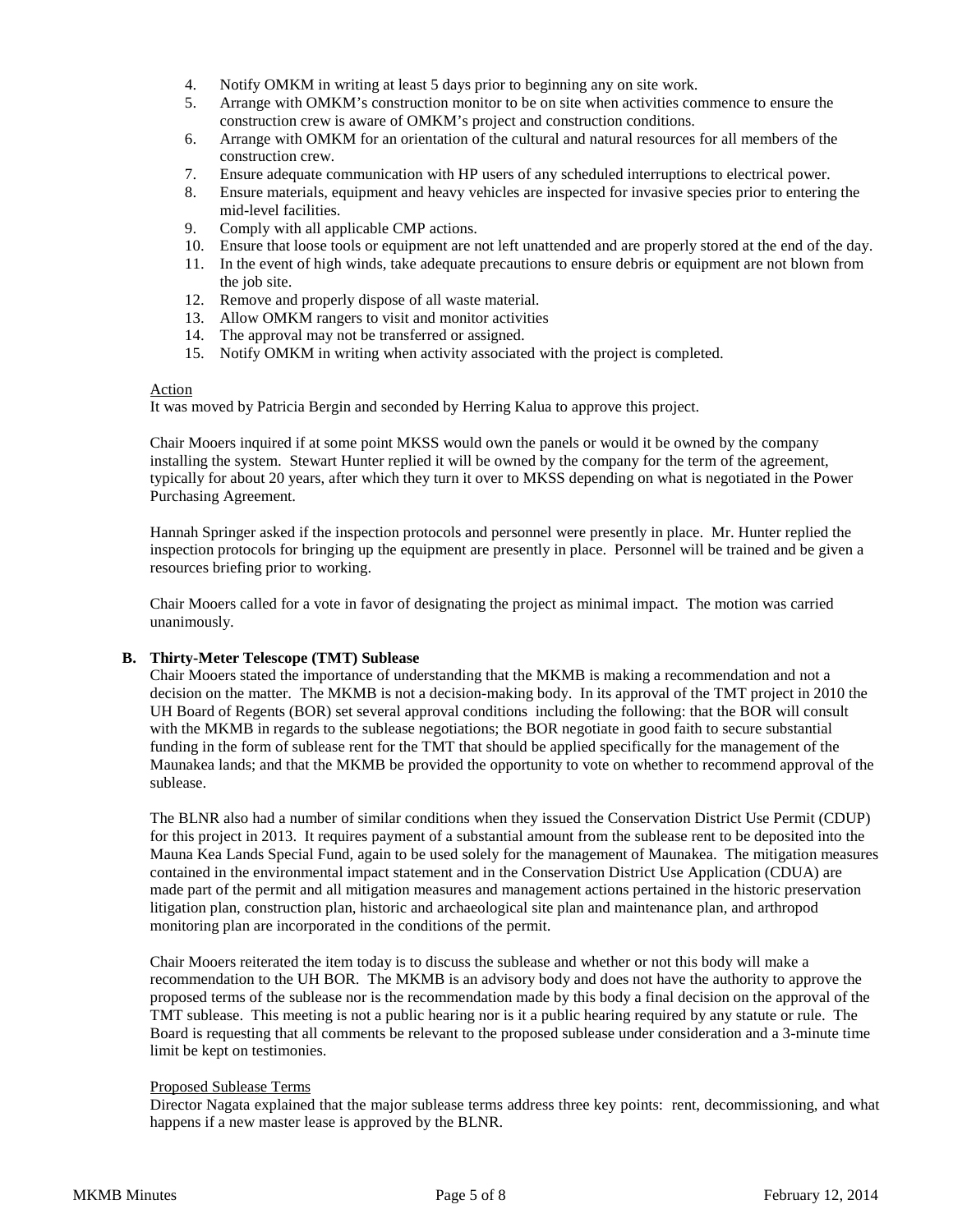4. Notify OMKM in writing at least 5 days prior to beginning any on site work.
5. Arrange with OMKM's construction monitor to be on site when activities commence to ensure the construction crew is aware of OMKM's project and construction conditions.
6. Arrange with OMKM for an orientation of the cultural and natural resources for all members of the construction crew.
7. Ensure adequate communication with HP users of any scheduled interruptions to electrical power.
8. Ensure materials, equipment and heavy vehicles are inspected for invasive species prior to entering the mid-level facilities.
9. Comply with all applicable CMP actions.
10. Ensure that loose tools or equipment are not left unattended and are properly stored at the end of the day.
11. In the event of high winds, take adequate precautions to ensure debris or equipment are not blown from the job site.
12. Remove and properly dispose of all waste material.
13. Allow OMKM rangers to visit and monitor activities
14. The approval may not be transferred or assigned.
15. Notify OMKM in writing when activity associated with the project is completed.

Action

It was moved by Patricia Bergin and seconded by Herring Kalua to approve this project.

Chair Mooers inquired if at some point MKSS would own the panels or would it be owned by the company installing the system. Stewart Hunter replied it will be owned by the company for the term of the agreement, typically for about 20 years, after which they turn it over to MKSS depending on what is negotiated in the Power Purchasing Agreement.

Hannah Springer asked if the inspection protocols and personnel were presently in place. Mr. Hunter replied the inspection protocols for bringing up the equipment are presently in place. Personnel will be trained and be given a resources briefing prior to working.

Chair Mooers called for a vote in favor of designating the project as minimal impact. The motion was carried unanimously.

**B. Thirty-Meter Telescope (TMT) Sublease**

Chair Mooers stated the importance of understanding that the MKMB is making a recommendation and not a decision on the matter. The MKMB is not a decision-making body. In its approval of the TMT project in 2010 the UH Board of Regents (BOR) set several approval conditions including the following: that the BOR will consult with the MKMB in regards to the sublease negotiations; the BOR negotiate in good faith to secure substantial funding in the form of sublease rent for the TMT that should be applied specifically for the management of the Maunakea lands; and that the MKMB be provided the opportunity to vote on whether to recommend approval of the sublease.

The BLNR also had a number of similar conditions when they issued the Conservation District Use Permit (CDUP) for this project in 2013. It requires payment of a substantial amount from the sublease rent to be deposited into the Mauna Kea Lands Special Fund, again to be used solely for the management of Maunakea. The mitigation measures contained in the environmental impact statement and in the Conservation District Use Application (CDUA) are made part of the permit and all mitigation measures and management actions pertained in the historic preservation litigation plan, construction plan, historic and archaeological site plan and maintenance plan, and arthropod monitoring plan are incorporated in the conditions of the permit.

Chair Mooers reiterated the item today is to discuss the sublease and whether or not this body will make a recommendation to the UH BOR. The MKMB is an advisory body and does not have the authority to approve the proposed terms of the sublease nor is the recommendation made by this body a final decision on the approval of the TMT sublease. This meeting is not a public hearing nor is it a public hearing required by any statute or rule. The Board is requesting that all comments be relevant to the proposed sublease under consideration and a 3-minute time limit be kept on testimonies.

Proposed Sublease Terms

Director Nagata explained that the major sublease terms address three key points: rent, decommissioning, and what happens if a new master lease is approved by the BLNR.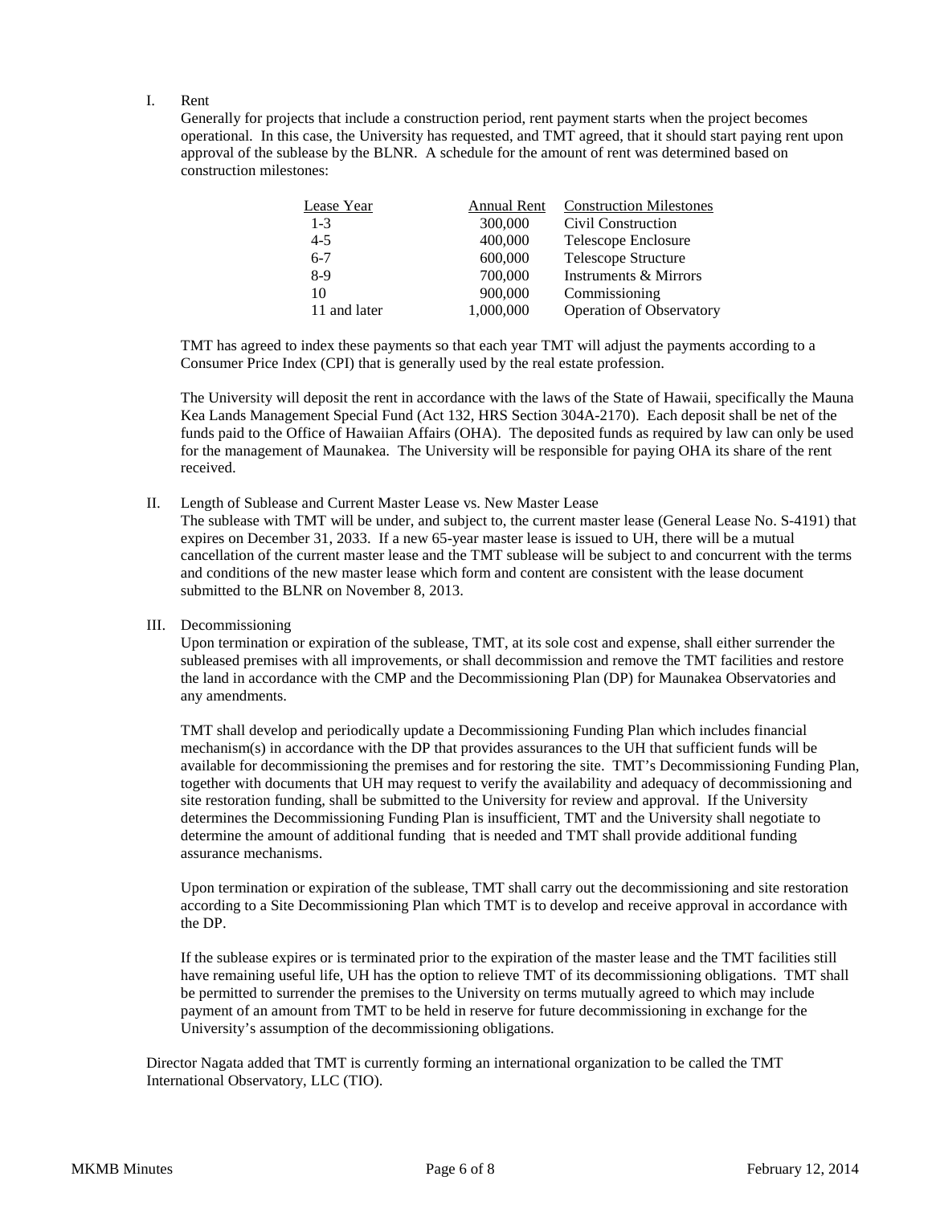I. Rent

Generally for projects that include a construction period, rent payment starts when the project becomes operational. In this case, the University has requested, and TMT agreed, that it should start paying rent upon approval of the sublease by the BLNR. A schedule for the amount of rent was determined based on construction milestones:

| Lease Year | Annual Rent | Construction Milestones |
|---|---|---|
| 1-3 | 300,000 | Civil Construction |
| 4-5 | 400,000 | Telescope Enclosure |
| 6-7 | 600,000 | Telescope Structure |
| 8-9 | 700,000 | Instruments & Mirrors |
| 10 | 900,000 | Commissioning |
| 11 and later | 1,000,000 | Operation of Observatory |

TMT has agreed to index these payments so that each year TMT will adjust the payments according to a Consumer Price Index (CPI) that is generally used by the real estate profession.

The University will deposit the rent in accordance with the laws of the State of Hawaii, specifically the Mauna Kea Lands Management Special Fund (Act 132, HRS Section 304A-2170). Each deposit shall be net of the funds paid to the Office of Hawaiian Affairs (OHA). The deposited funds as required by law can only be used for the management of Maunakea. The University will be responsible for paying OHA its share of the rent received.

II. Length of Sublease and Current Master Lease vs. New Master Lease

The sublease with TMT will be under, and subject to, the current master lease (General Lease No. S-4191) that expires on December 31, 2033. If a new 65-year master lease is issued to UH, there will be a mutual cancellation of the current master lease and the TMT sublease will be subject to and concurrent with the terms and conditions of the new master lease which form and content are consistent with the lease document submitted to the BLNR on November 8, 2013.

III. Decommissioning

Upon termination or expiration of the sublease, TMT, at its sole cost and expense, shall either surrender the subleased premises with all improvements, or shall decommission and remove the TMT facilities and restore the land in accordance with the CMP and the Decommissioning Plan (DP) for Maunakea Observatories and any amendments.

TMT shall develop and periodically update a Decommissioning Funding Plan which includes financial mechanism(s) in accordance with the DP that provides assurances to the UH that sufficient funds will be available for decommissioning the premises and for restoring the site. TMT's Decommissioning Funding Plan, together with documents that UH may request to verify the availability and adequacy of decommissioning and site restoration funding, shall be submitted to the University for review and approval. If the University determines the Decommissioning Funding Plan is insufficient, TMT and the University shall negotiate to determine the amount of additional funding that is needed and TMT shall provide additional funding assurance mechanisms.

Upon termination or expiration of the sublease, TMT shall carry out the decommissioning and site restoration according to a Site Decommissioning Plan which TMT is to develop and receive approval in accordance with the DP.

If the sublease expires or is terminated prior to the expiration of the master lease and the TMT facilities still have remaining useful life, UH has the option to relieve TMT of its decommissioning obligations. TMT shall be permitted to surrender the premises to the University on terms mutually agreed to which may include payment of an amount from TMT to be held in reserve for future decommissioning in exchange for the University's assumption of the decommissioning obligations.

Director Nagata added that TMT is currently forming an international organization to be called the TMT International Observatory, LLC (TIO).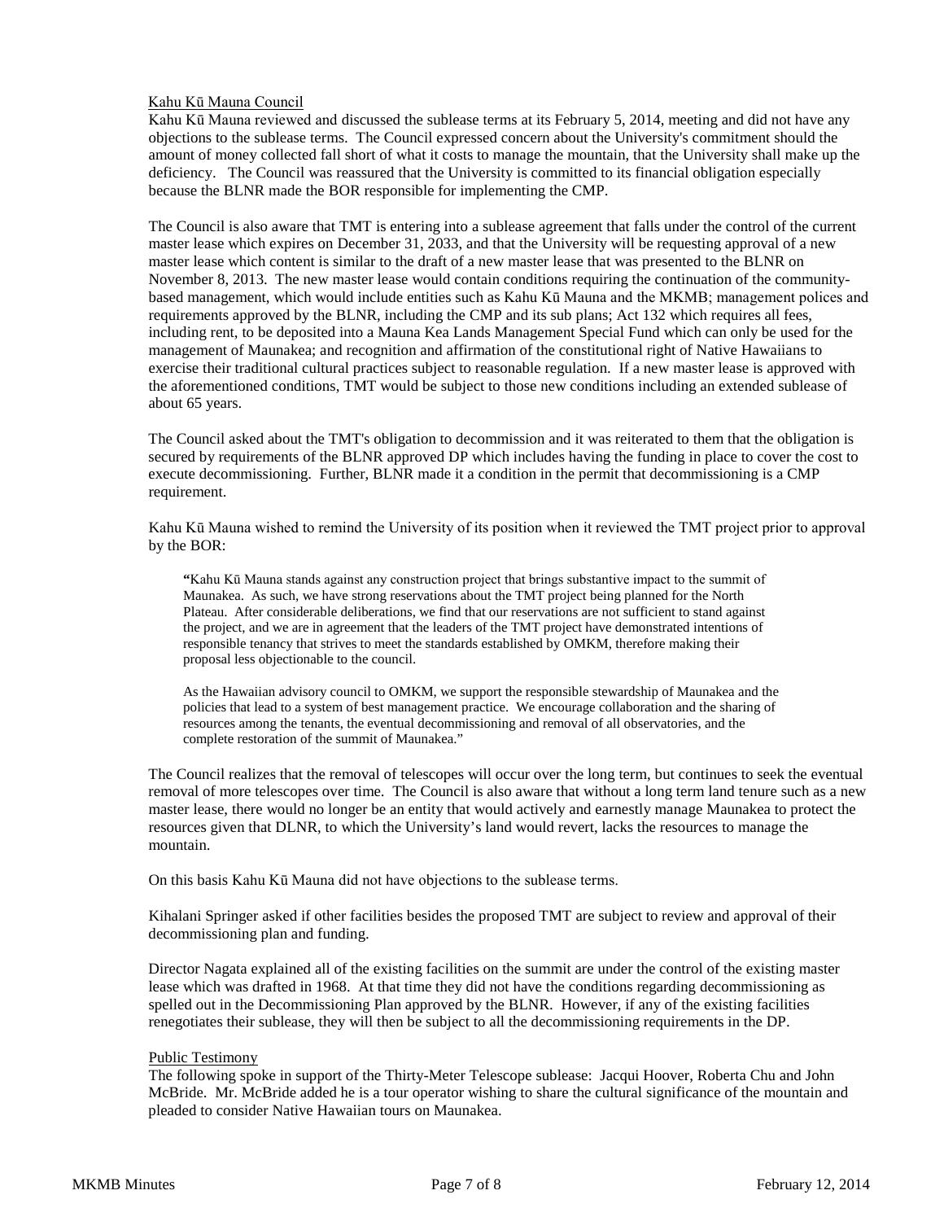Kahu Kū Mauna Council

Kahu Kū Mauna reviewed and discussed the sublease terms at its February 5, 2014, meeting and did not have any objections to the sublease terms. The Council expressed concern about the University's commitment should the amount of money collected fall short of what it costs to manage the mountain, that the University shall make up the deficiency. The Council was reassured that the University is committed to its financial obligation especially because the BLNR made the BOR responsible for implementing the CMP.

The Council is also aware that TMT is entering into a sublease agreement that falls under the control of the current master lease which expires on December 31, 2033, and that the University will be requesting approval of a new master lease which content is similar to the draft of a new master lease that was presented to the BLNR on November 8, 2013. The new master lease would contain conditions requiring the continuation of the community-based management, which would include entities such as Kahu Kū Mauna and the MKMB; management polices and requirements approved by the BLNR, including the CMP and its sub plans; Act 132 which requires all fees, including rent, to be deposited into a Mauna Kea Lands Management Special Fund which can only be used for the management of Maunakea; and recognition and affirmation of the constitutional right of Native Hawaiians to exercise their traditional cultural practices subject to reasonable regulation. If a new master lease is approved with the aforementioned conditions, TMT would be subject to those new conditions including an extended sublease of about 65 years.

The Council asked about the TMT's obligation to decommission and it was reiterated to them that the obligation is secured by requirements of the BLNR approved DP which includes having the funding in place to cover the cost to execute decommissioning. Further, BLNR made it a condition in the permit that decommissioning is a CMP requirement.

Kahu Kū Mauna wished to remind the University of its position when it reviewed the TMT project prior to approval by the BOR:

> "Kahu Kū Mauna stands against any construction project that brings substantive impact to the summit of Maunakea. As such, we have strong reservations about the TMT project being planned for the North Plateau. After considerable deliberations, we find that our reservations are not sufficient to stand against the project, and we are in agreement that the leaders of the TMT project have demonstrated intentions of responsible tenancy that strives to meet the standards established by OMKM, therefore making their proposal less objectionable to the council.
>
> As the Hawaiian advisory council to OMKM, we support the responsible stewardship of Maunakea and the policies that lead to a system of best management practice. We encourage collaboration and the sharing of resources among the tenants, the eventual decommissioning and removal of all observatories, and the complete restoration of the summit of Maunakea."

The Council realizes that the removal of telescopes will occur over the long term, but continues to seek the eventual removal of more telescopes over time. The Council is also aware that without a long term land tenure such as a new master lease, there would no longer be an entity that would actively and earnestly manage Maunakea to protect the resources given that DLNR, to which the University's land would revert, lacks the resources to manage the mountain.

On this basis Kahu Kū Mauna did not have objections to the sublease terms.

Kihalani Springer asked if other facilities besides the proposed TMT are subject to review and approval of their decommissioning plan and funding.

Director Nagata explained all of the existing facilities on the summit are under the control of the existing master lease which was drafted in 1968. At that time they did not have the conditions regarding decommissioning as spelled out in the Decommissioning Plan approved by the BLNR. However, if any of the existing facilities renegotiates their sublease, they will then be subject to all the decommissioning requirements in the DP.

Public Testimony

The following spoke in support of the Thirty-Meter Telescope sublease: Jacqui Hoover, Roberta Chu and John McBride. Mr. McBride added he is a tour operator wishing to share the cultural significance of the mountain and pleaded to consider Native Hawaiian tours on Maunakea.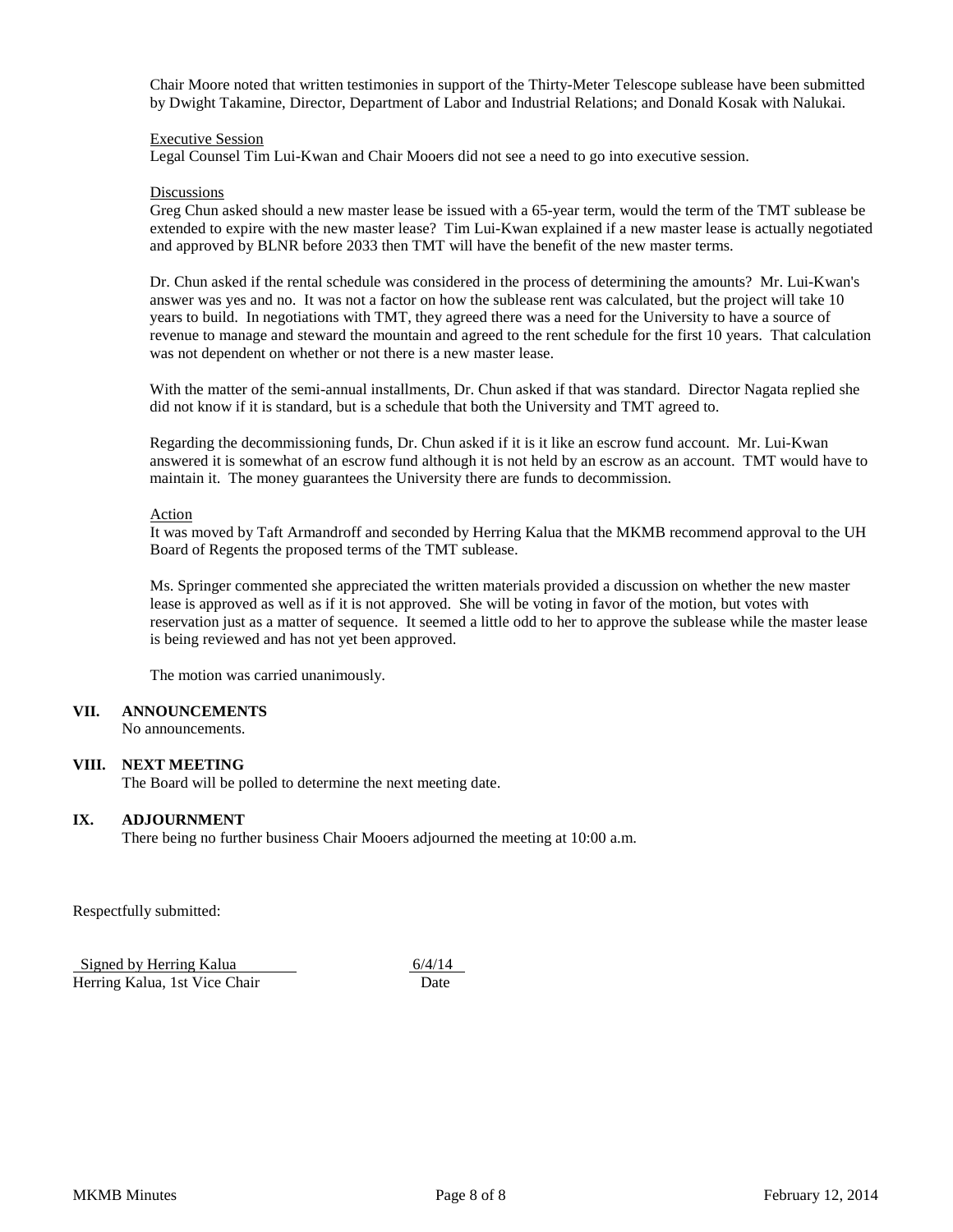Chair Moore noted that written testimonies in support of the Thirty-Meter Telescope sublease have been submitted by Dwight Takamine, Director, Department of Labor and Industrial Relations; and Donald Kosak with Nalukai.

Executive Session
Legal Counsel Tim Lui-Kwan and Chair Mooers did not see a need to go into executive session.

Discussions
Greg Chun asked should a new master lease be issued with a 65-year term, would the term of the TMT sublease be extended to expire with the new master lease? Tim Lui-Kwan explained if a new master lease is actually negotiated and approved by BLNR before 2033 then TMT will have the benefit of the new master terms.

Dr. Chun asked if the rental schedule was considered in the process of determining the amounts? Mr. Lui-Kwan's answer was yes and no. It was not a factor on how the sublease rent was calculated, but the project will take 10 years to build. In negotiations with TMT, they agreed there was a need for the University to have a source of revenue to manage and steward the mountain and agreed to the rent schedule for the first 10 years. That calculation was not dependent on whether or not there is a new master lease.

With the matter of the semi-annual installments, Dr. Chun asked if that was standard. Director Nagata replied she did not know if it is standard, but is a schedule that both the University and TMT agreed to.

Regarding the decommissioning funds, Dr. Chun asked if it is it like an escrow fund account. Mr. Lui-Kwan answered it is somewhat of an escrow fund although it is not held by an escrow as an account. TMT would have to maintain it. The money guarantees the University there are funds to decommission.

Action
It was moved by Taft Armandroff and seconded by Herring Kalua that the MKMB recommend approval to the UH Board of Regents the proposed terms of the TMT sublease.

Ms. Springer commented she appreciated the written materials provided a discussion on whether the new master lease is approved as well as if it is not approved. She will be voting in favor of the motion, but votes with reservation just as a matter of sequence. It seemed a little odd to her to approve the sublease while the master lease is being reviewed and has not yet been approved.

The motion was carried unanimously.

**VII. ANNOUNCEMENTS**
No announcements.

**VIII. NEXT MEETING**
The Board will be polled to determine the next meeting date.

**IX. ADJOURNMENT**
There being no further business Chair Mooers adjourned the meeting at 10:00 a.m.

Respectfully submitted:

Signed by Herring Kalua — 6/4/14
Herring Kalua, 1st Vice Chair — Date